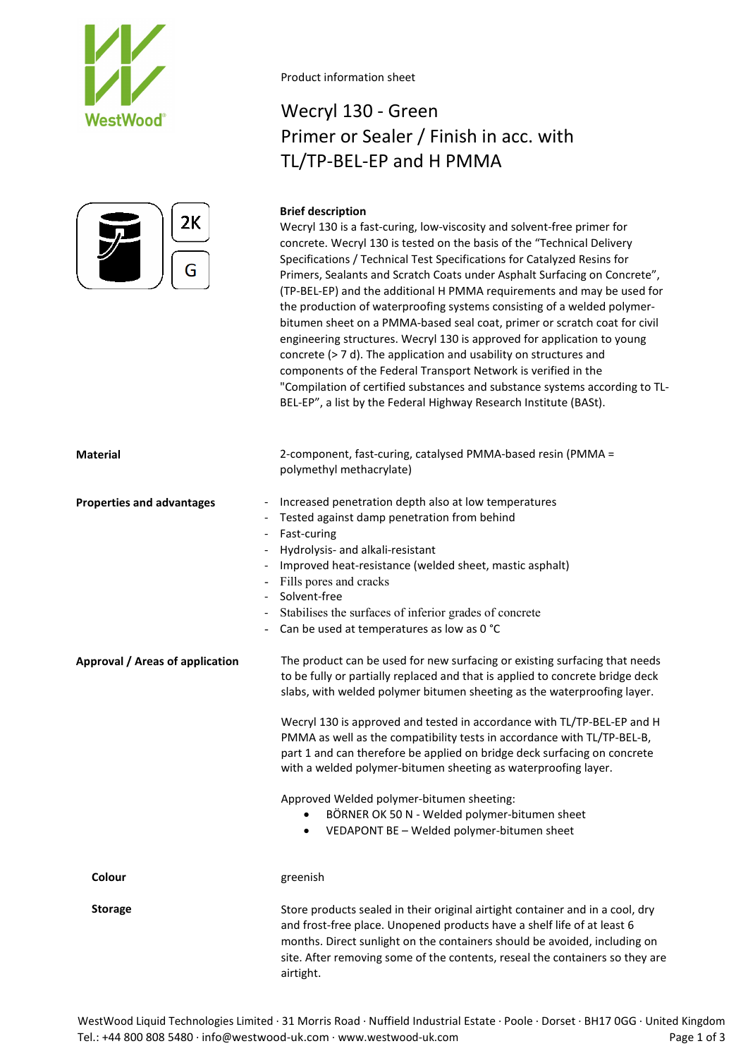Product information sheet

# Wecryl 130 - Green
# Primer or Sealer / Finish in acc. with TL/TP-BEL-EP and H PMMA

2K

G

**Brief description**

Wecryl 130 is a fast-curing, low-viscosity and solvent-free primer for concrete. Wecryl 130 is tested on the basis of the "Technical Delivery Specifications / Technical Test Specifications for Catalyzed Resins for Primers, Sealants and Scratch Coats under Asphalt Surfacing on Concrete", (TP-BEL-EP) and the additional H PMMA requirements and may be used for the production of waterproofing systems consisting of a welded polymer-bitumen sheet on a PMMA-based seal coat, primer or scratch coat for civil engineering structures. Wecryl 130 is approved for application to young concrete (> 7 d). The application and usability on structures and components of the Federal Transport Network is verified in the "Compilation of certified substances and substance systems according to TL-BEL-EP", a list by the Federal Highway Research Institute (BASt).

**Material**

2-component, fast-curing, catalysed PMMA-based resin (PMMA = polymethyl methacrylate)

**Properties and advantages**

- Increased penetration depth also at low temperatures
- Tested against damp penetration from behind
- Fast-curing
- Hydrolysis- and alkali-resistant
- Improved heat-resistance (welded sheet, mastic asphalt)
- Fills pores and cracks
- Solvent-free
- Stabilises the surfaces of inferior grades of concrete
- Can be used at temperatures as low as 0 °C

**Approval / Areas of application**

The product can be used for new surfacing or existing surfacing that needs to be fully or partially replaced and that is applied to concrete bridge deck slabs, with welded polymer bitumen sheeting as the waterproofing layer.

Wecryl 130 is approved and tested in accordance with TL/TP-BEL-EP and H PMMA as well as the compatibility tests in accordance with TL/TP-BEL-B, part 1 and can therefore be applied on bridge deck surfacing on concrete with a welded polymer-bitumen sheeting as waterproofing layer.

Approved Welded polymer-bitumen sheeting:

- BÖRNER OK 50 N - Welded polymer-bitumen sheet
- VEDAPONT BE – Welded polymer-bitumen sheet

**Colour**

greenish

**Storage**

Store products sealed in their original airtight container and in a cool, dry and frost-free place. Unopened products have a shelf life of at least 6 months. Direct sunlight on the containers should be avoided, including on site. After removing some of the contents, reseal the containers so they are airtight.

WestWood Liquid Technologies Limited · 31 Morris Road · Nuffield Industrial Estate · Poole · Dorset · BH17 0GG · United Kingdom
Tel.: +44 800 808 5480 · info@westwood-uk.com · www.westwood-uk.com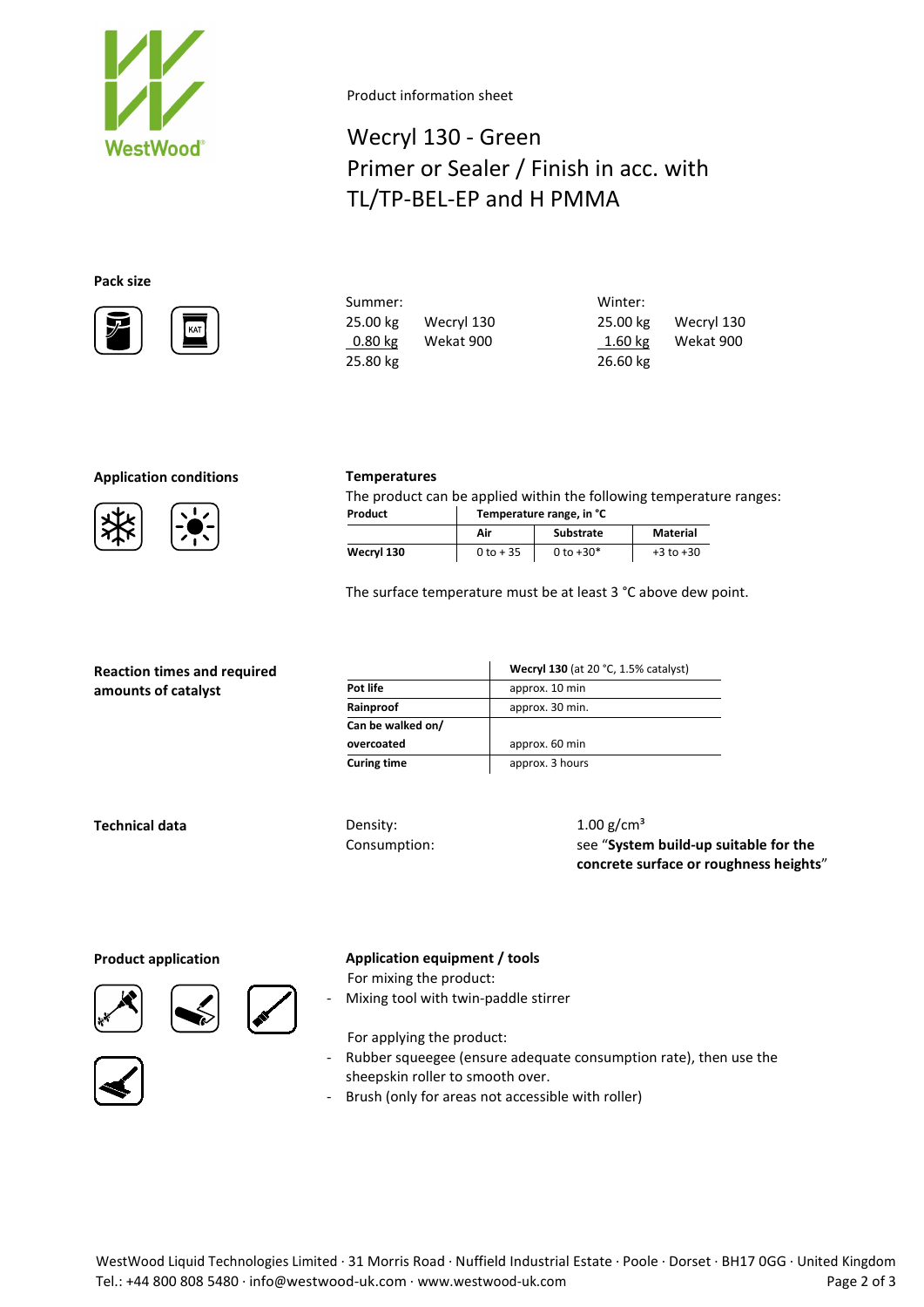Product information sheet

# Wecryl 130 - Green
# Primer or Sealer / Finish in acc. with TL/TP-BEL-EP and H PMMA

## Pack size

| Summer: | | Winter: | |
|---|---|---|---|
| 25.00 kg | Wecryl 130 | 25.00 kg | Wecryl 130 |
| 0.80 kg | Wekat 900 | 1.60 kg | Wekat 900 |
| 25.80 kg | | 26.60 kg | |

## Application conditions

**Temperatures**

The product can be applied within the following temperature ranges:

| Product | Temperature range, in °C | | |
|---|---|---|---|
| | Air | Substrate | Material |
| Wecryl 130 | 0 to + 35 | 0 to +30* | +3 to +30 |

The surface temperature must be at least 3 °C above dew point.

## Reaction times and required amounts of catalyst

| | **Wecryl 130** (at 20 °C, 1.5% catalyst) |
|---|---|
| **Pot life** | approx. 10 min |
| **Rainproof** | approx. 30 min. |
| **Can be walked on/ overcoated** | approx. 60 min |
| **Curing time** | approx. 3 hours |

## Technical data

Density: 1.00 g/cm³

Consumption: see "**System build-up suitable for the concrete surface or roughness heights**"

## Product application

**Application equipment / tools**

For mixing the product:

- Mixing tool with twin-paddle stirrer

For applying the product:

- Rubber squeegee (ensure adequate consumption rate), then use the sheepskin roller to smooth over.
- Brush (only for areas not accessible with roller)

WestWood Liquid Technologies Limited · 31 Morris Road · Nuffield Industrial Estate · Poole · Dorset · BH17 0GG · United Kingdom
Tel.: +44 800 808 5480 · info@westwood-uk.com · www.westwood-uk.com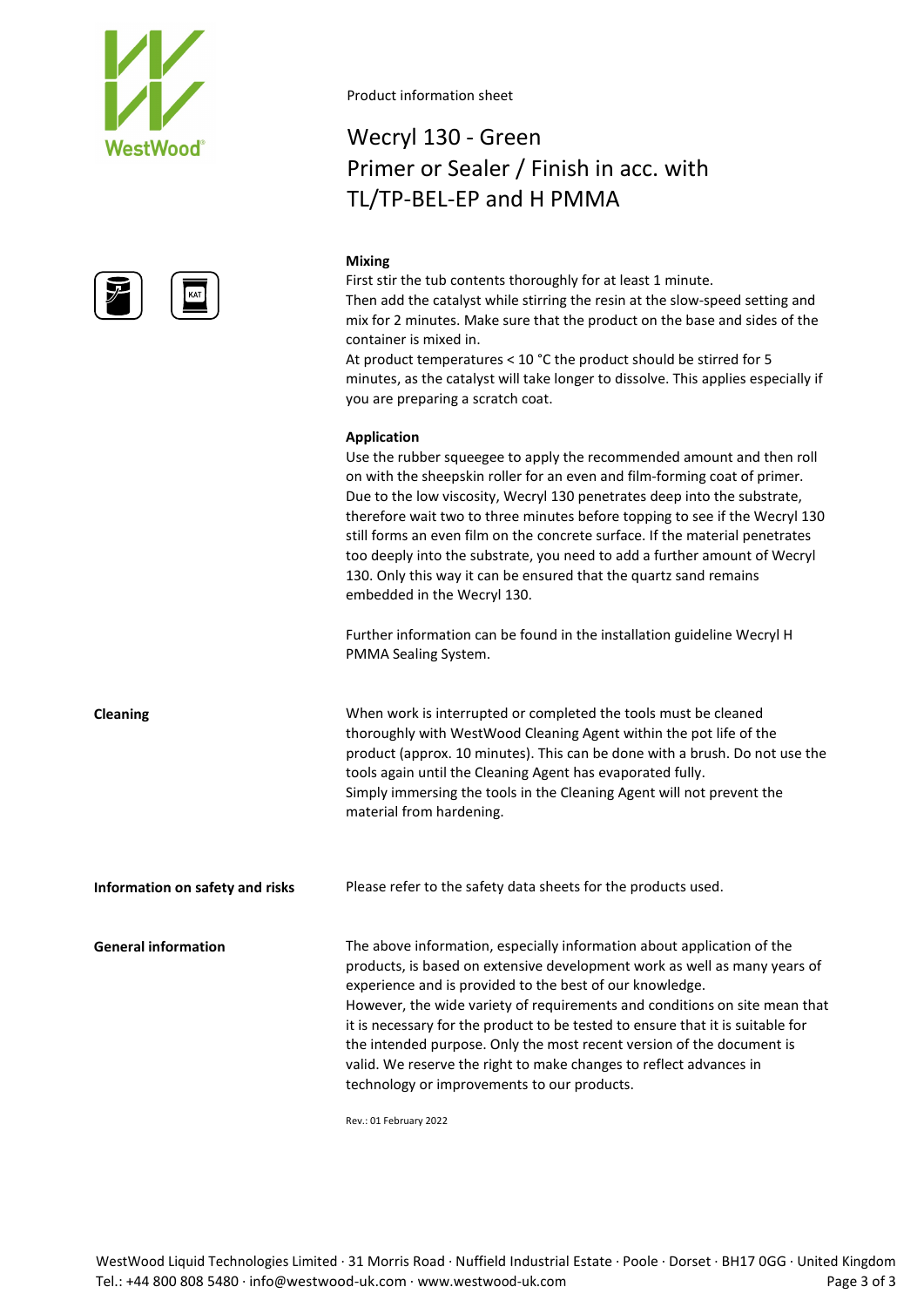Product information sheet

# Wecryl 130 - Green
# Primer or Sealer / Finish in acc. with TL/TP-BEL-EP and H PMMA

**Mixing**

First stir the tub contents thoroughly for at least 1 minute.
Then add the catalyst while stirring the resin at the slow-speed setting and mix for 2 minutes. Make sure that the product on the base and sides of the container is mixed in.
At product temperatures < 10 °C the product should be stirred for 5 minutes, as the catalyst will take longer to dissolve. This applies especially if you are preparing a scratch coat.

**Application**

Use the rubber squeegee to apply the recommended amount and then roll on with the sheepskin roller for an even and film-forming coat of primer. Due to the low viscosity, Wecryl 130 penetrates deep into the substrate, therefore wait two to three minutes before topping to see if the Wecryl 130 still forms an even film on the concrete surface. If the material penetrates too deeply into the substrate, you need to add a further amount of Wecryl 130. Only this way it can be ensured that the quartz sand remains embedded in the Wecryl 130.

Further information can be found in the installation guideline Wecryl H PMMA Sealing System.

**Cleaning**

When work is interrupted or completed the tools must be cleaned thoroughly with WestWood Cleaning Agent within the pot life of the product (approx. 10 minutes). This can be done with a brush. Do not use the tools again until the Cleaning Agent has evaporated fully.
Simply immersing the tools in the Cleaning Agent will not prevent the material from hardening.

**Information on safety and risks**

Please refer to the safety data sheets for the products used.

**General information**

The above information, especially information about application of the products, is based on extensive development work as well as many years of experience and is provided to the best of our knowledge.
However, the wide variety of requirements and conditions on site mean that it is necessary for the product to be tested to ensure that it is suitable for the intended purpose. Only the most recent version of the document is valid. We reserve the right to make changes to reflect advances in technology or improvements to our products.

Rev.: 01 February 2022

WestWood Liquid Technologies Limited · 31 Morris Road · Nuffield Industrial Estate · Poole · Dorset · BH17 0GG · United Kingdom
Tel.: +44 800 808 5480 · info@westwood-uk.com · www.westwood-uk.com